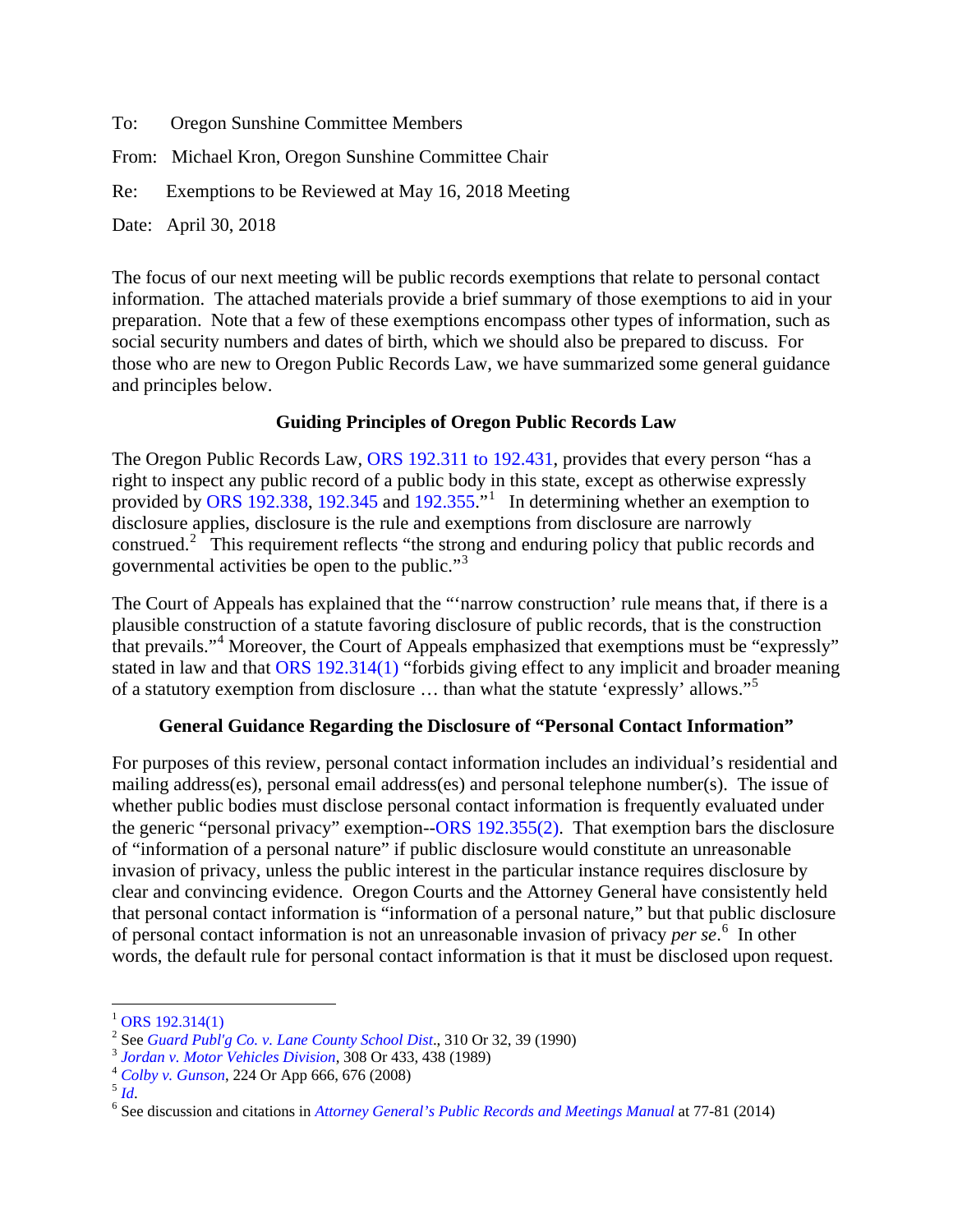To: Oregon Sunshine Committee Members

From: Michael Kron, Oregon Sunshine Committee Chair

Re: Exemptions to be Reviewed at May 16, 2018 Meeting

Date: April 30, 2018

The focus of our next meeting will be public records exemptions that relate to personal contact information. The attached materials provide a brief summary of those exemptions to aid in your preparation. Note that a few of these exemptions encompass other types of information, such as social security numbers and dates of birth, which we should also be prepared to discuss. For those who are new to Oregon Public Records Law, we have summarized some general guidance and principles below.

## Guiding Principles of Oregon Public Records Law

The Oregon Public Records Law, ORS 192.311 to 192.431, provides that every person "has a right to inspect any public record of a public body in this state, except as otherwise expressly provided by ORS 192.338, 192.345 and 192.355."[1] In determining whether an exemption to disclosure applies, disclosure is the rule and exemptions from disclosure are narrowly construed.[2] This requirement reflects "the strong and enduring policy that public records and governmental activities be open to the public."[3]

The Court of Appeals has explained that the "'narrow construction' rule means that, if there is a plausible construction of a statute favoring disclosure of public records, that is the construction that prevails."[4] Moreover, the Court of Appeals emphasized that exemptions must be "expressly" stated in law and that ORS 192.314(1) "forbids giving effect to any implicit and broader meaning of a statutory exemption from disclosure … than what the statute 'expressly' allows."[5]

## General Guidance Regarding the Disclosure of "Personal Contact Information"

For purposes of this review, personal contact information includes an individual's residential and mailing address(es), personal email address(es) and personal telephone number(s). The issue of whether public bodies must disclose personal contact information is frequently evaluated under the generic "personal privacy" exemption--ORS 192.355(2). That exemption bars the disclosure of "information of a personal nature" if public disclosure would constitute an unreasonable invasion of privacy, unless the public interest in the particular instance requires disclosure by clear and convincing evidence. Oregon Courts and the Attorney General have consistently held that personal contact information is "information of a personal nature," but that public disclosure of personal contact information is not an unreasonable invasion of privacy *per se*.[6] In other words, the default rule for personal contact information is that it must be disclosed upon request.

---

[1] ORS 192.314(1)

[2] See *Guard Publ'g Co. v. Lane County School Dist*., 310 Or 32, 39 (1990)

[3] *Jordan v. Motor Vehicles Division*, 308 Or 433, 438 (1989)

[4] *Colby v. Gunson*, 224 Or App 666, 676 (2008)

[5] *Id*.

[6] See discussion and citations in *Attorney General's Public Records and Meetings Manual* at 77-81 (2014)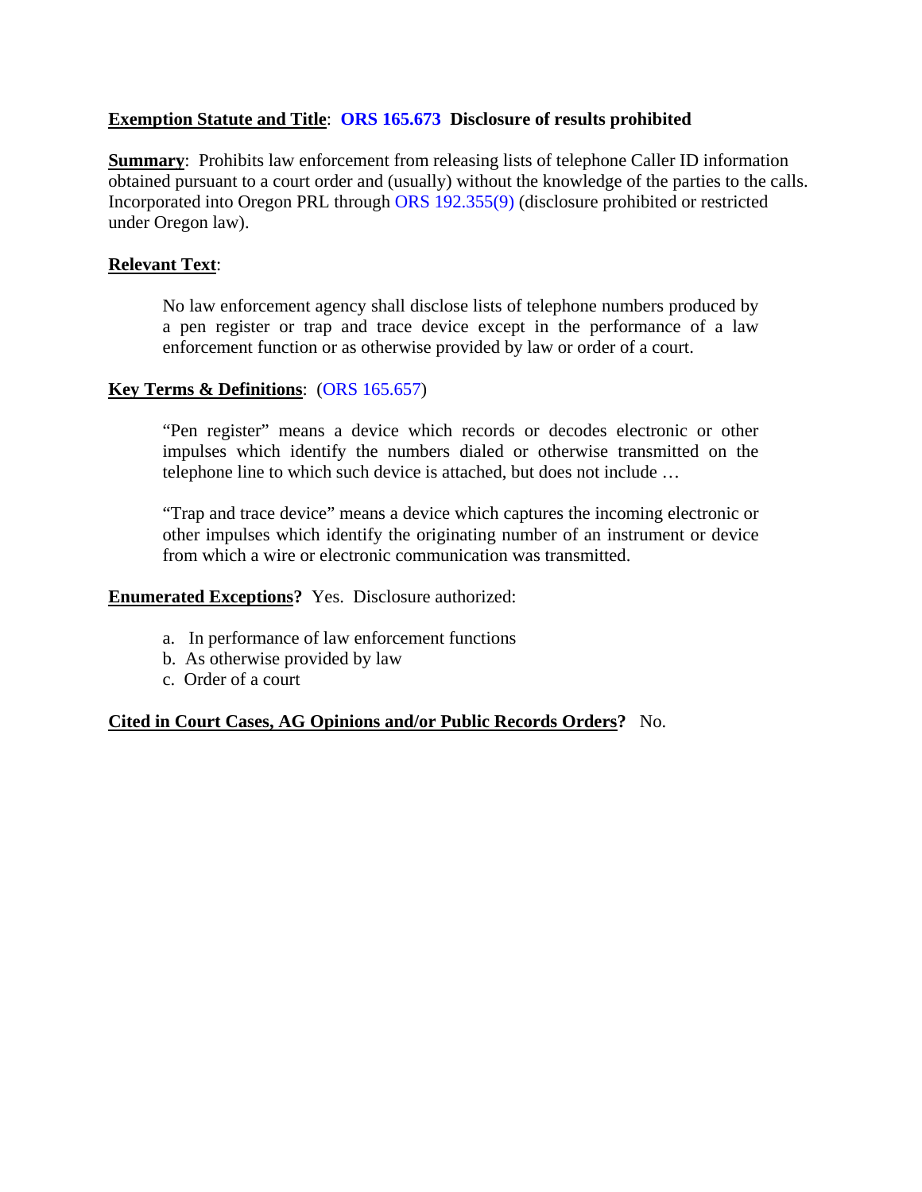**<u>Exemption Statute and Title</u>**: **ORS 165.673 Disclosure of results prohibited**

**<u>Summary</u>**: Prohibits law enforcement from releasing lists of telephone Caller ID information obtained pursuant to a court order and (usually) without the knowledge of the parties to the calls. Incorporated into Oregon PRL through ORS 192.355(9) (disclosure prohibited or restricted under Oregon law).

**<u>Relevant Text</u>**:

> No law enforcement agency shall disclose lists of telephone numbers produced by a pen register or trap and trace device except in the performance of a law enforcement function or as otherwise provided by law or order of a court.

**<u>Key Terms & Definitions</u>**: (ORS 165.657)

> "Pen register" means a device which records or decodes electronic or other impulses which identify the numbers dialed or otherwise transmitted on the telephone line to which such device is attached, but does not include …
>
> "Trap and trace device" means a device which captures the incoming electronic or other impulses which identify the originating number of an instrument or device from which a wire or electronic communication was transmitted.

**<u>Enumerated Exceptions</u>?** Yes. Disclosure authorized:

a. In performance of law enforcement functions
b. As otherwise provided by law
c. Order of a court

**<u>Cited in Court Cases, AG Opinions and/or Public Records Orders</u>?** No.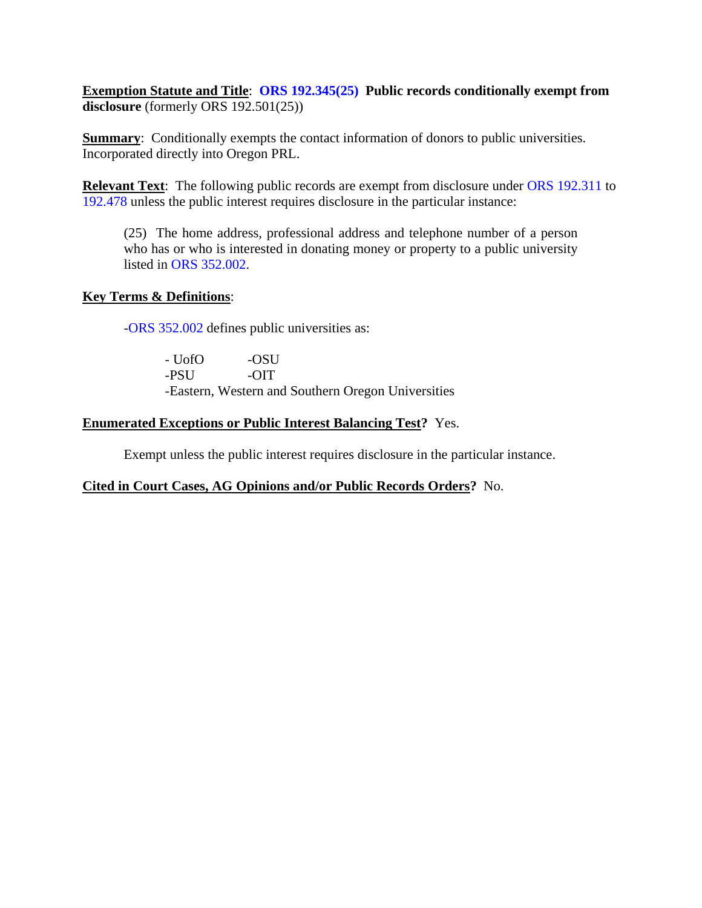**<u>Exemption Statute and Title</u>**: **ORS 192.345(25) Public records conditionally exempt from disclosure** (formerly ORS 192.501(25))

**<u>Summary</u>**: Conditionally exempts the contact information of donors to public universities. Incorporated directly into Oregon PRL.

**<u>Relevant Text</u>**: The following public records are exempt from disclosure under ORS 192.311 to 192.478 unless the public interest requires disclosure in the particular instance:

> (25) The home address, professional address and telephone number of a person who has or who is interested in donating money or property to a public university listed in ORS 352.002.

**<u>Key Terms & Definitions</u>**:

-ORS 352.002 defines public universities as:

- UofO
- OSU
- PSU
- OIT
- Eastern, Western and Southern Oregon Universities

**<u>Enumerated Exceptions or Public Interest Balancing Test</u>?** Yes.

Exempt unless the public interest requires disclosure in the particular instance.

**<u>Cited in Court Cases, AG Opinions and/or Public Records Orders</u>?** No.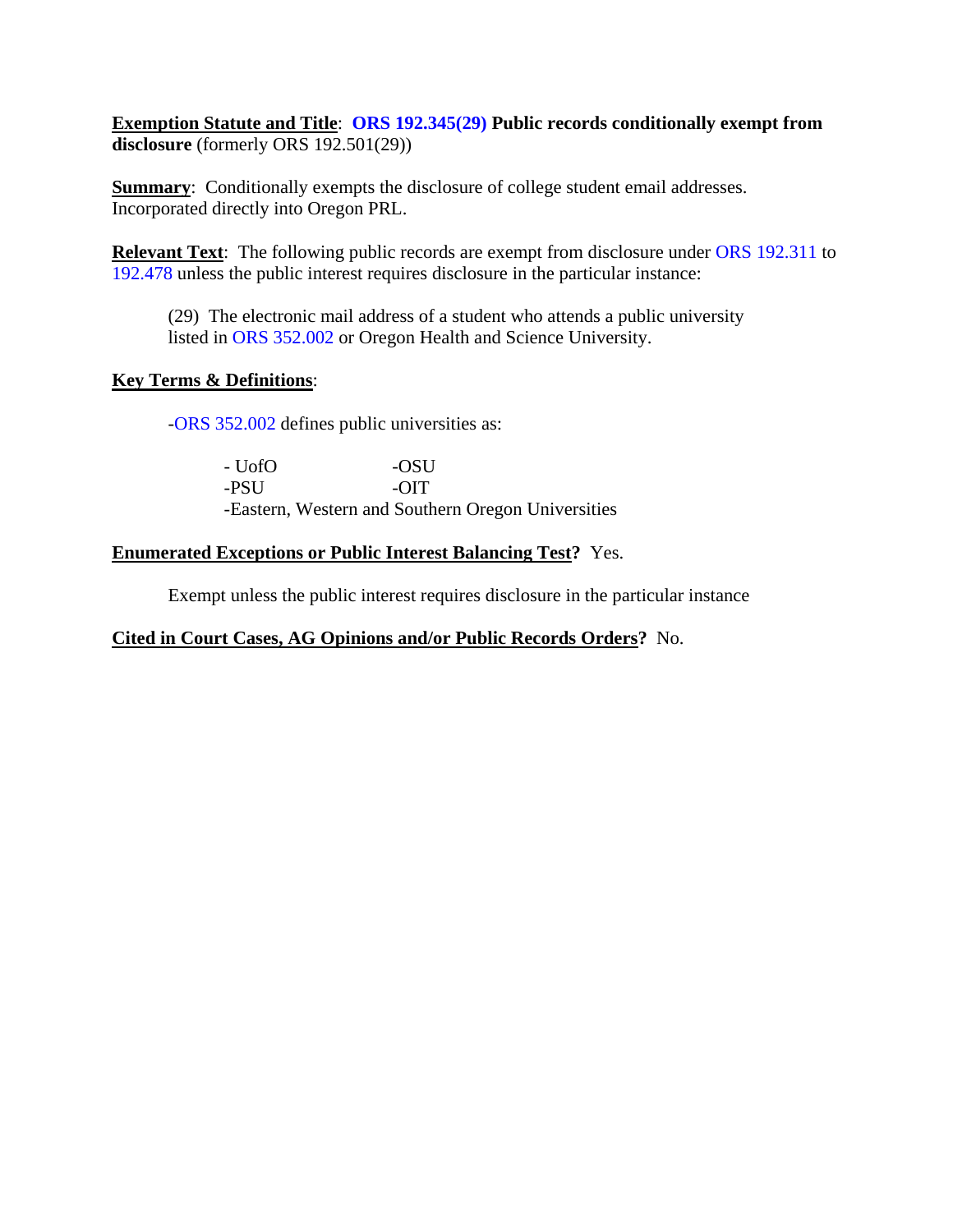**Exemption Statute and Title**: **ORS 192.345(29) Public records conditionally exempt from disclosure** (formerly ORS 192.501(29))

**Summary**: Conditionally exempts the disclosure of college student email addresses. Incorporated directly into Oregon PRL.

**Relevant Text**: The following public records are exempt from disclosure under ORS 192.311 to 192.478 unless the public interest requires disclosure in the particular instance:

> (29) The electronic mail address of a student who attends a public university listed in ORS 352.002 or Oregon Health and Science University.

**Key Terms & Definitions**:

-ORS 352.002 defines public universities as:

- UofO
- OSU
- PSU
- OIT
- Eastern, Western and Southern Oregon Universities

**Enumerated Exceptions or Public Interest Balancing Test?** Yes.

Exempt unless the public interest requires disclosure in the particular instance

**Cited in Court Cases, AG Opinions and/or Public Records Orders?** No.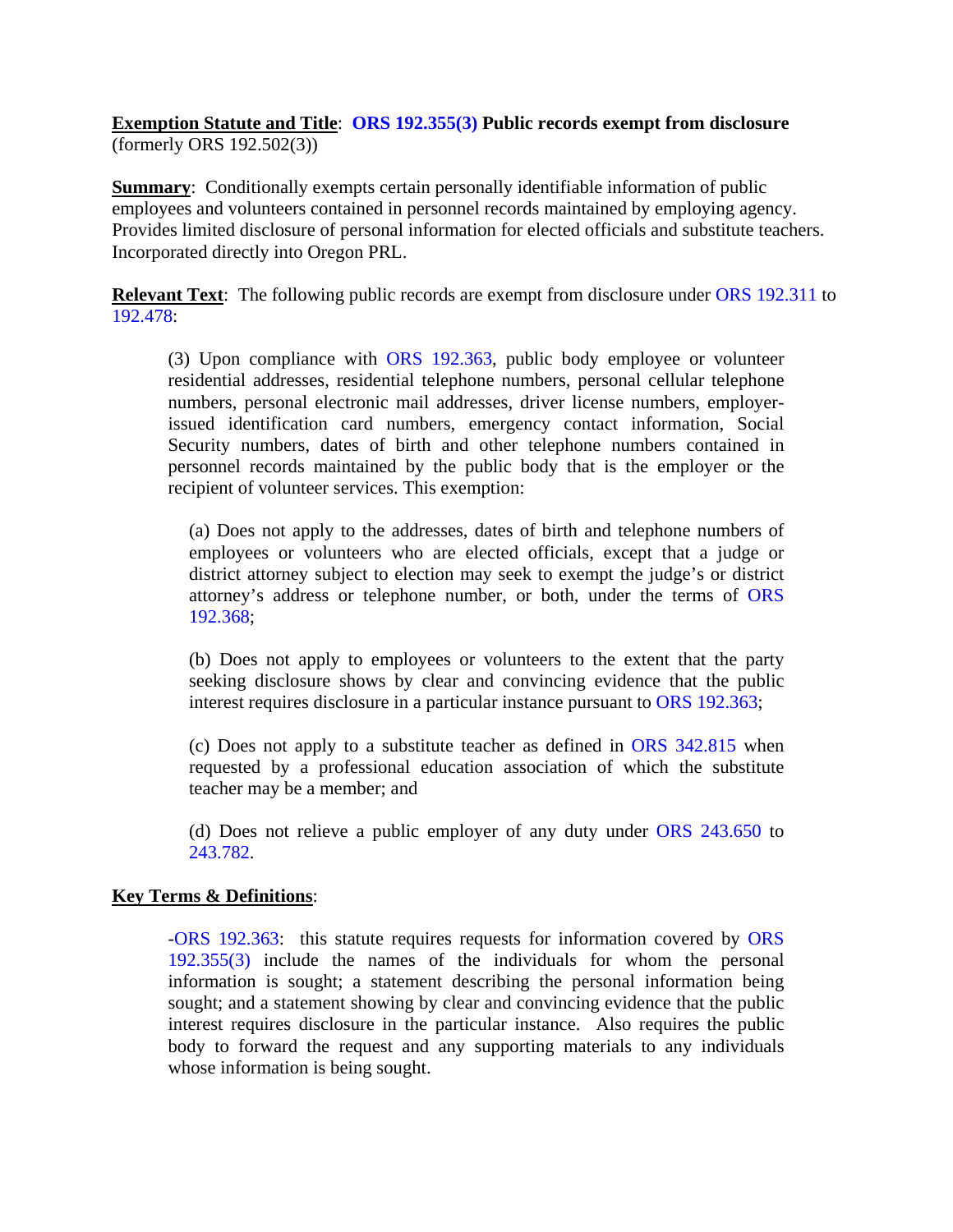**<u>Exemption Statute and Title</u>**: **ORS 192.355(3) Public records exempt from disclosure** (formerly ORS 192.502(3))

**<u>Summary</u>**: Conditionally exempts certain personally identifiable information of public employees and volunteers contained in personnel records maintained by employing agency. Provides limited disclosure of personal information for elected officials and substitute teachers. Incorporated directly into Oregon PRL.

**<u>Relevant Text</u>**: The following public records are exempt from disclosure under ORS 192.311 to 192.478:

> (3) Upon compliance with ORS 192.363, public body employee or volunteer residential addresses, residential telephone numbers, personal cellular telephone numbers, personal electronic mail addresses, driver license numbers, employer-issued identification card numbers, emergency contact information, Social Security numbers, dates of birth and other telephone numbers contained in personnel records maintained by the public body that is the employer or the recipient of volunteer services. This exemption:
>
> > (a) Does not apply to the addresses, dates of birth and telephone numbers of employees or volunteers who are elected officials, except that a judge or district attorney subject to election may seek to exempt the judge's or district attorney's address or telephone number, or both, under the terms of ORS 192.368;
> >
> > (b) Does not apply to employees or volunteers to the extent that the party seeking disclosure shows by clear and convincing evidence that the public interest requires disclosure in a particular instance pursuant to ORS 192.363;
> >
> > (c) Does not apply to a substitute teacher as defined in ORS 342.815 when requested by a professional education association of which the substitute teacher may be a member; and
> >
> > (d) Does not relieve a public employer of any duty under ORS 243.650 to 243.782.

**<u>Key Terms & Definitions</u>**:

> -ORS 192.363: this statute requires requests for information covered by ORS 192.355(3) include the names of the individuals for whom the personal information is sought; a statement describing the personal information being sought; and a statement showing by clear and convincing evidence that the public interest requires disclosure in the particular instance. Also requires the public body to forward the request and any supporting materials to any individuals whose information is being sought.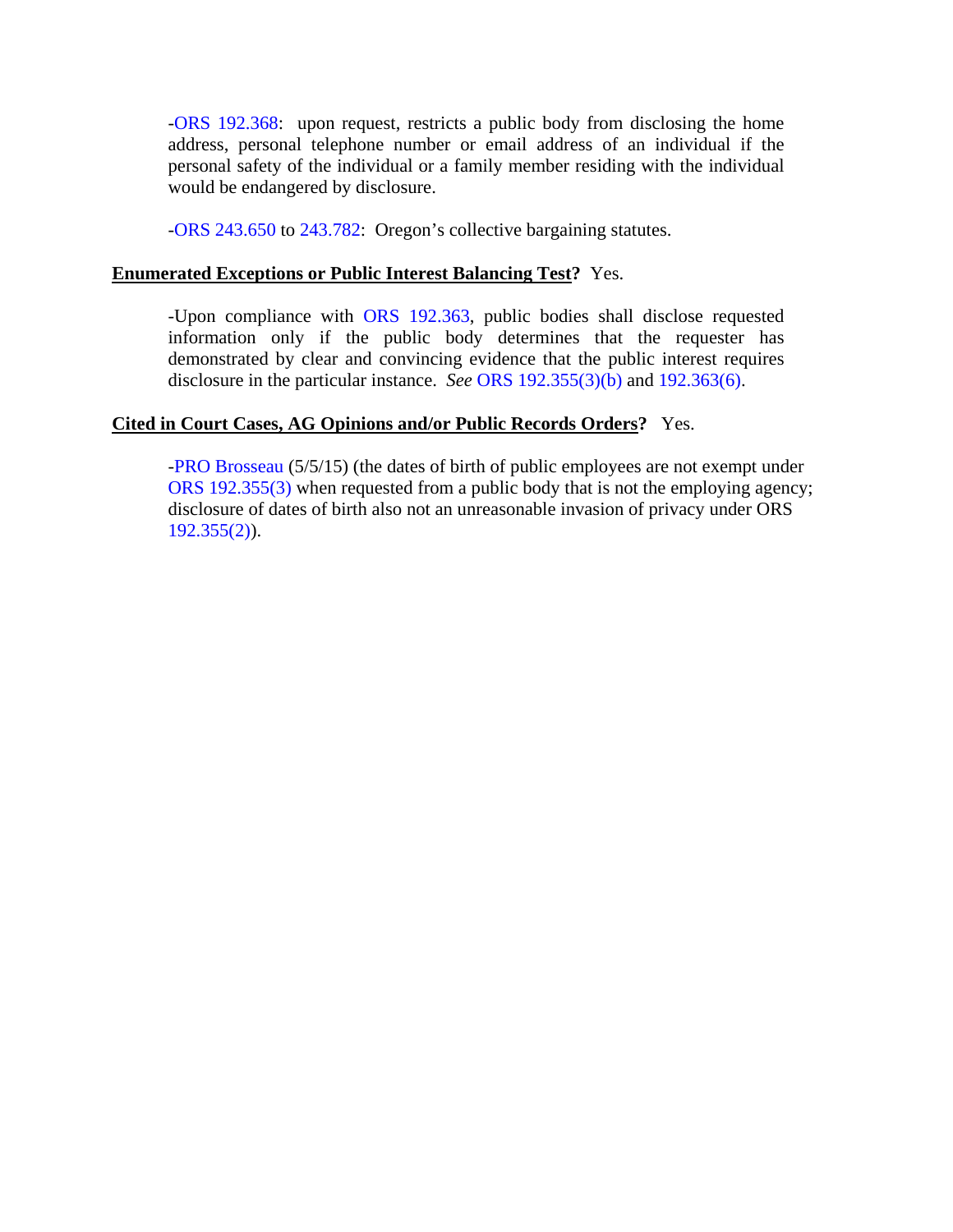-ORS 192.368: upon request, restricts a public body from disclosing the home address, personal telephone number or email address of an individual if the personal safety of the individual or a family member residing with the individual would be endangered by disclosure.

-ORS 243.650 to 243.782: Oregon's collective bargaining statutes.

**Enumerated Exceptions or Public Interest Balancing Test?** Yes.

-Upon compliance with ORS 192.363, public bodies shall disclose requested information only if the public body determines that the requester has demonstrated by clear and convincing evidence that the public interest requires disclosure in the particular instance. *See* ORS 192.355(3)(b) and 192.363(6).

**Cited in Court Cases, AG Opinions and/or Public Records Orders?** Yes.

-PRO Brosseau (5/5/15) (the dates of birth of public employees are not exempt under ORS 192.355(3) when requested from a public body that is not the employing agency; disclosure of dates of birth also not an unreasonable invasion of privacy under ORS 192.355(2)).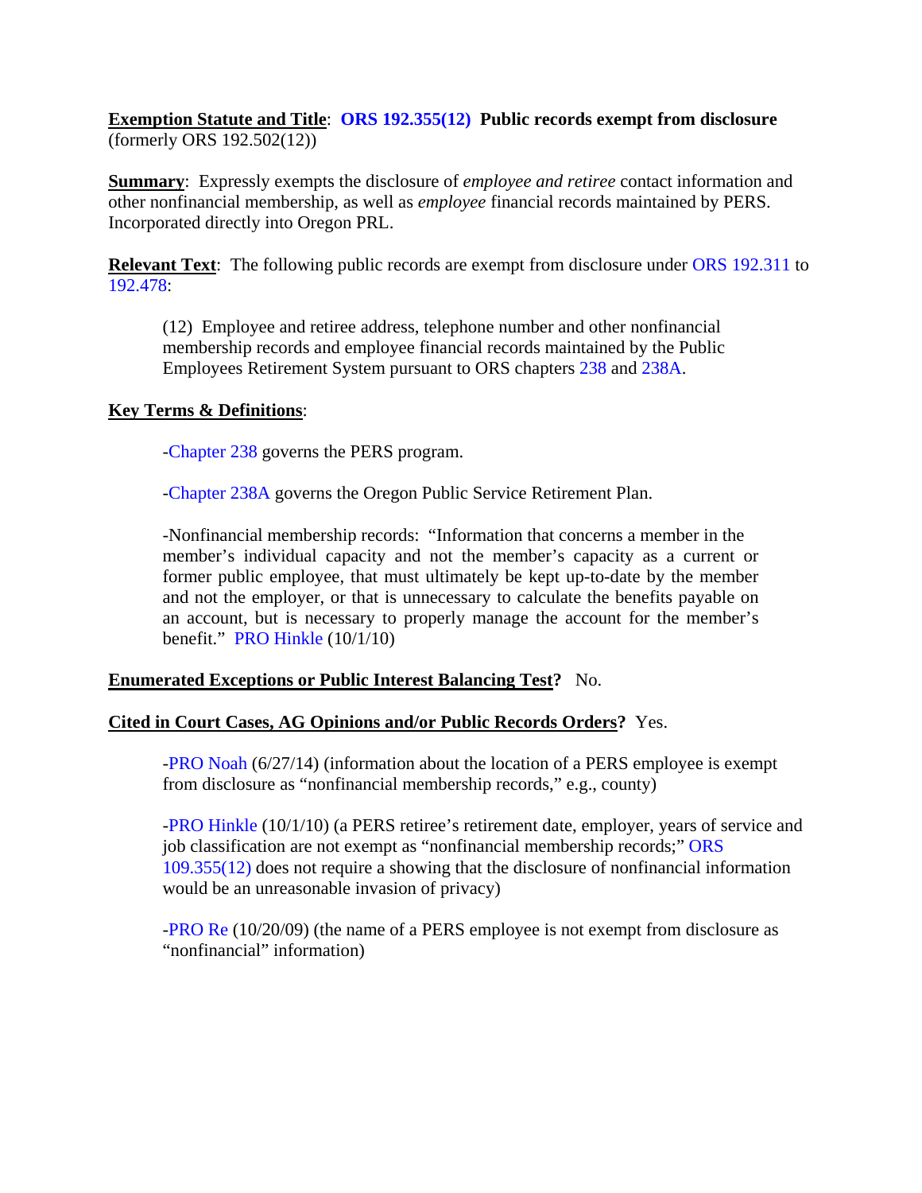**Exemption Statute and Title**: **ORS 192.355(12) Public records exempt from disclosure** (formerly ORS 192.502(12))

**Summary**: Expressly exempts the disclosure of *employee and retiree* contact information and other nonfinancial membership, as well as *employee* financial records maintained by PERS. Incorporated directly into Oregon PRL.

**Relevant Text**: The following public records are exempt from disclosure under ORS 192.311 to 192.478:

> (12) Employee and retiree address, telephone number and other nonfinancial membership records and employee financial records maintained by the Public Employees Retirement System pursuant to ORS chapters 238 and 238A.

**Key Terms & Definitions**:

> -Chapter 238 governs the PERS program.
>
> -Chapter 238A governs the Oregon Public Service Retirement Plan.
>
> -Nonfinancial membership records: "Information that concerns a member in the member's individual capacity and not the member's capacity as a current or former public employee, that must ultimately be kept up-to-date by the member and not the employer, or that is unnecessary to calculate the benefits payable on an account, but is necessary to properly manage the account for the member's benefit." PRO Hinkle (10/1/10)

**Enumerated Exceptions or Public Interest Balancing Test?** No.

**Cited in Court Cases, AG Opinions and/or Public Records Orders?** Yes.

> -PRO Noah (6/27/14) (information about the location of a PERS employee is exempt from disclosure as "nonfinancial membership records," e.g., county)
>
> -PRO Hinkle (10/1/10) (a PERS retiree's retirement date, employer, years of service and job classification are not exempt as "nonfinancial membership records;" ORS 109.355(12) does not require a showing that the disclosure of nonfinancial information would be an unreasonable invasion of privacy)
>
> -PRO Re (10/20/09) (the name of a PERS employee is not exempt from disclosure as "nonfinancial" information)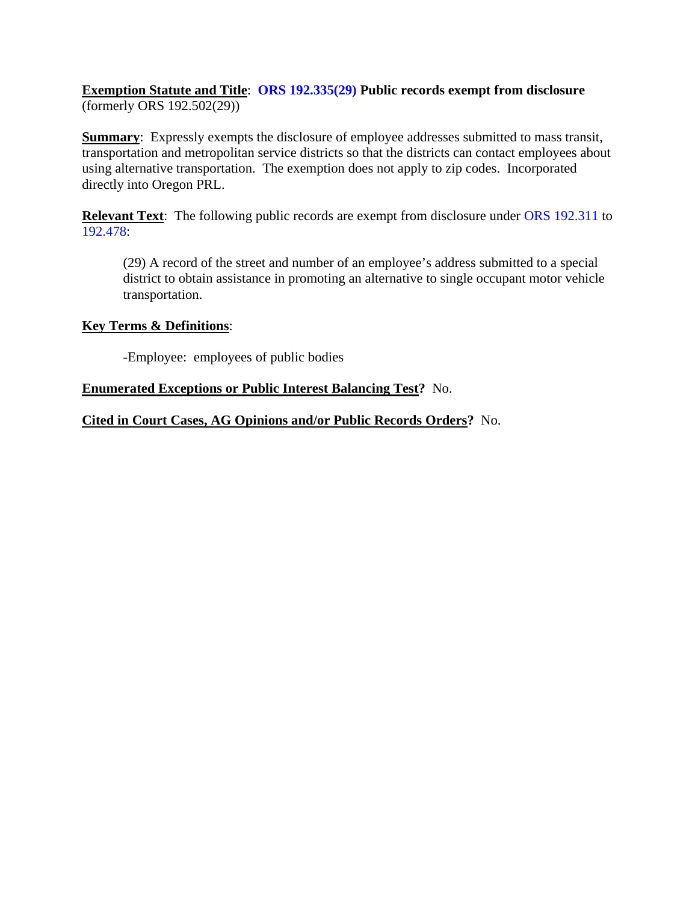**<u>Exemption Statute and Title</u>**: **ORS 192.335(29) Public records exempt from disclosure** (formerly ORS 192.502(29))

**<u>Summary</u>**: Expressly exempts the disclosure of employee addresses submitted to mass transit, transportation and metropolitan service districts so that the districts can contact employees about using alternative transportation. The exemption does not apply to zip codes. Incorporated directly into Oregon PRL.

**<u>Relevant Text</u>**: The following public records are exempt from disclosure under ORS 192.311 to 192.478:

> (29) A record of the street and number of an employee's address submitted to a special district to obtain assistance in promoting an alternative to single occupant motor vehicle transportation.

**<u>Key Terms & Definitions</u>**:

> -Employee: employees of public bodies

**<u>Enumerated Exceptions or Public Interest Balancing Test</u>?** No.

**<u>Cited in Court Cases, AG Opinions and/or Public Records Orders</u>?** No.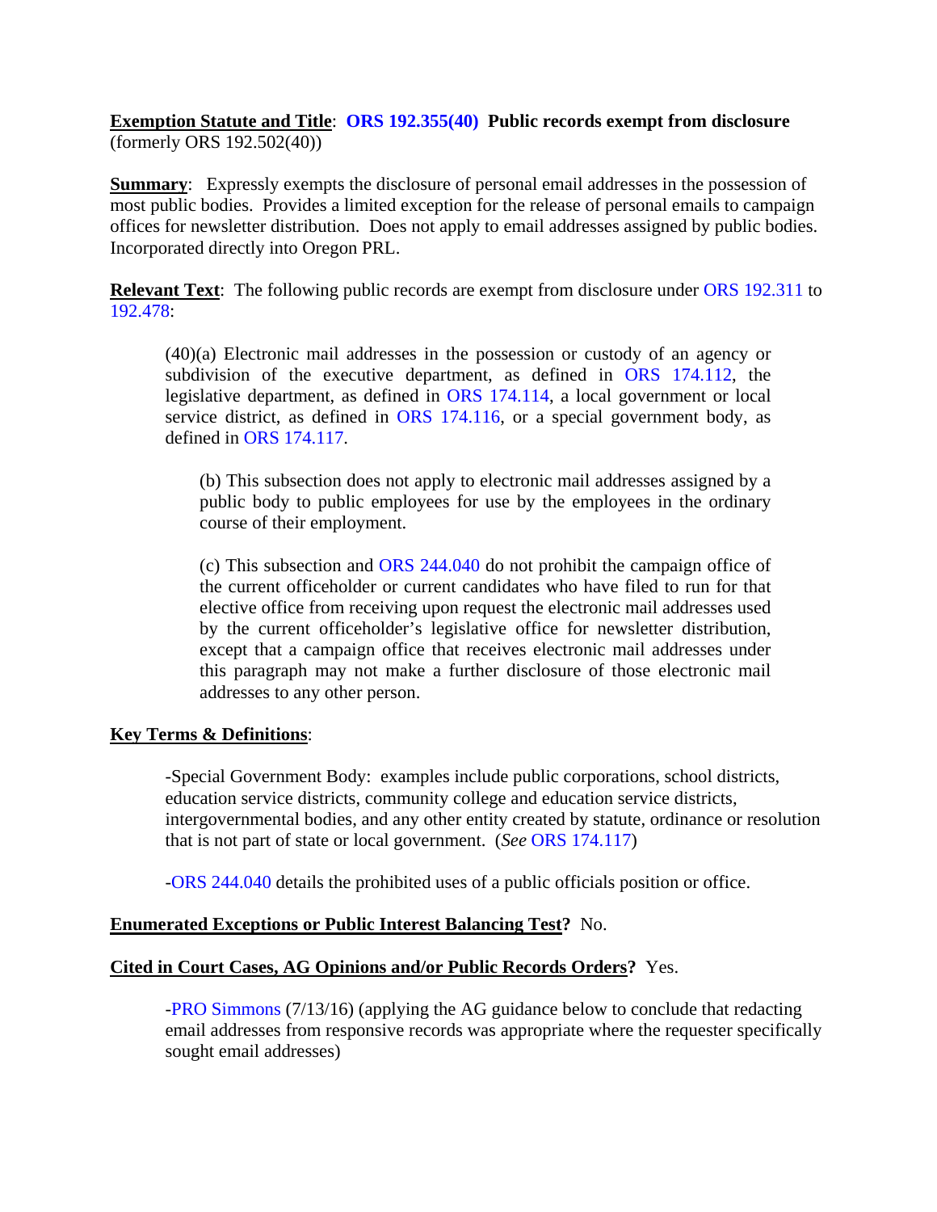**Exemption Statute and Title**: **ORS 192.355(40) Public records exempt from disclosure** (formerly ORS 192.502(40))

**Summary**: Expressly exempts the disclosure of personal email addresses in the possession of most public bodies. Provides a limited exception for the release of personal emails to campaign offices for newsletter distribution. Does not apply to email addresses assigned by public bodies. Incorporated directly into Oregon PRL.

**Relevant Text**: The following public records are exempt from disclosure under ORS 192.311 to 192.478:

> (40)(a) Electronic mail addresses in the possession or custody of an agency or subdivision of the executive department, as defined in ORS 174.112, the legislative department, as defined in ORS 174.114, a local government or local service district, as defined in ORS 174.116, or a special government body, as defined in ORS 174.117.
>
> > (b) This subsection does not apply to electronic mail addresses assigned by a public body to public employees for use by the employees in the ordinary course of their employment.
> >
> > (c) This subsection and ORS 244.040 do not prohibit the campaign office of the current officeholder or current candidates who have filed to run for that elective office from receiving upon request the electronic mail addresses used by the current officeholder's legislative office for newsletter distribution, except that a campaign office that receives electronic mail addresses under this paragraph may not make a further disclosure of those electronic mail addresses to any other person.

**Key Terms & Definitions**:

> -Special Government Body: examples include public corporations, school districts, education service districts, community college and education service districts, intergovernmental bodies, and any other entity created by statute, ordinance or resolution that is not part of state or local government. (*See* ORS 174.117)
>
> -ORS 244.040 details the prohibited uses of a public officials position or office.

**Enumerated Exceptions or Public Interest Balancing Test?** No.

**Cited in Court Cases, AG Opinions and/or Public Records Orders?** Yes.

> -PRO Simmons (7/13/16) (applying the AG guidance below to conclude that redacting email addresses from responsive records was appropriate where the requester specifically sought email addresses)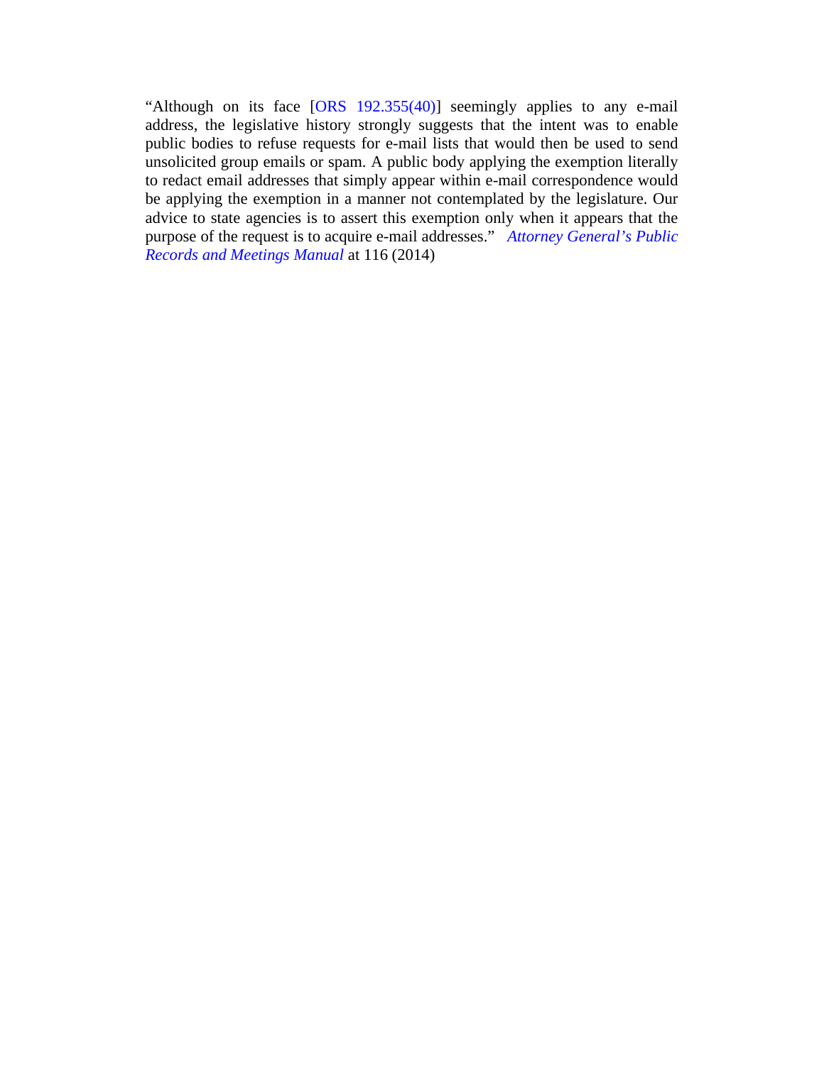"Although on its face [ORS 192.355(40)] seemingly applies to any e-mail address, the legislative history strongly suggests that the intent was to enable public bodies to refuse requests for e-mail lists that would then be used to send unsolicited group emails or spam. A public body applying the exemption literally to redact email addresses that simply appear within e-mail correspondence would be applying the exemption in a manner not contemplated by the legislature. Our advice to state agencies is to assert this exemption only when it appears that the purpose of the request is to acquire e-mail addresses." *Attorney General's Public Records and Meetings Manual* at 116 (2014)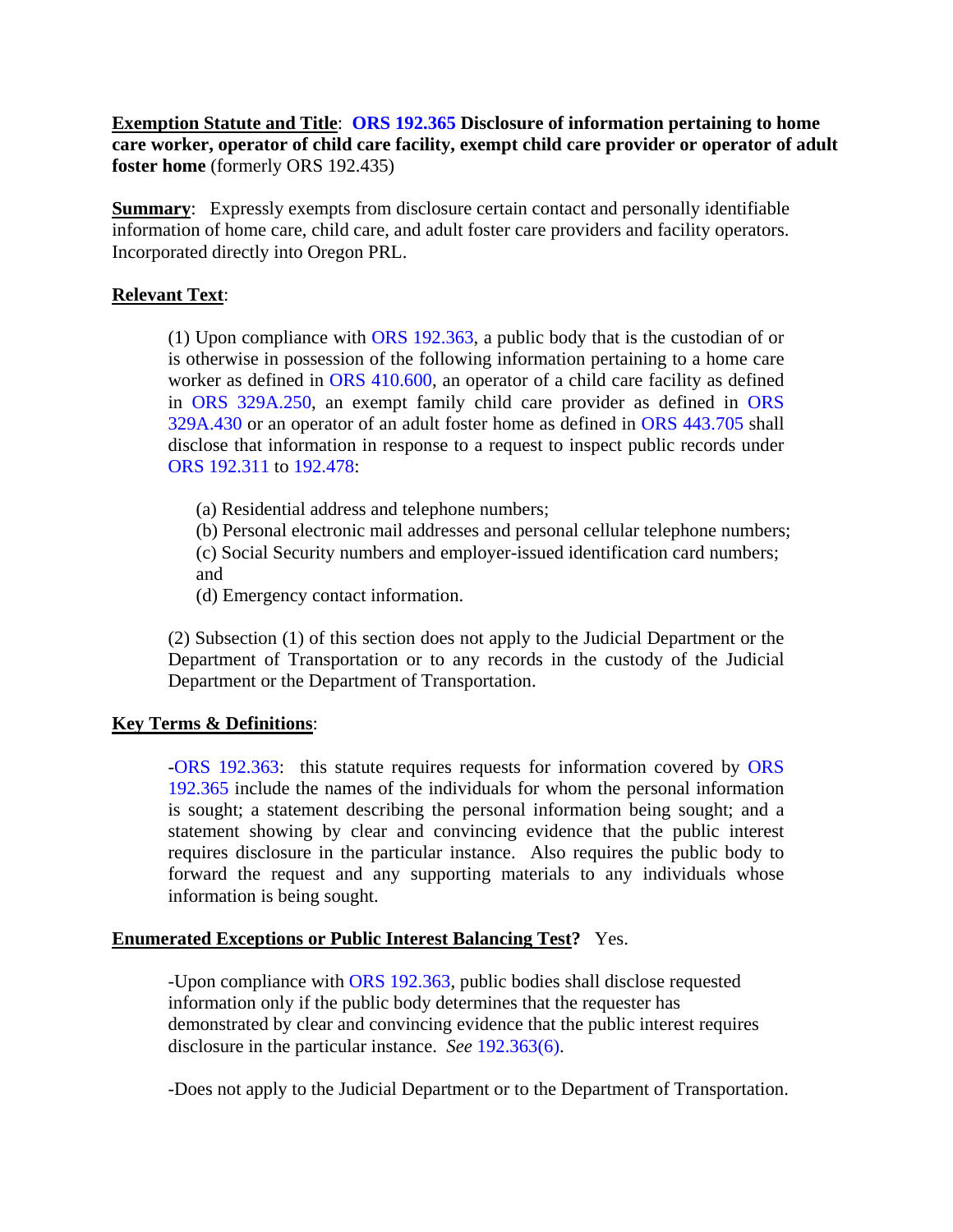**Exemption Statute and Title**: **ORS 192.365 Disclosure of information pertaining to home care worker, operator of child care facility, exempt child care provider or operator of adult foster home** (formerly ORS 192.435)

**Summary**: Expressly exempts from disclosure certain contact and personally identifiable information of home care, child care, and adult foster care providers and facility operators. Incorporated directly into Oregon PRL.

**Relevant Text**:

> (1) Upon compliance with ORS 192.363, a public body that is the custodian of or is otherwise in possession of the following information pertaining to a home care worker as defined in ORS 410.600, an operator of a child care facility as defined in ORS 329A.250, an exempt family child care provider as defined in ORS 329A.430 or an operator of an adult foster home as defined in ORS 443.705 shall disclose that information in response to a request to inspect public records under ORS 192.311 to 192.478:
>
> (a) Residential address and telephone numbers;
> (b) Personal electronic mail addresses and personal cellular telephone numbers;
> (c) Social Security numbers and employer-issued identification card numbers; and
> (d) Emergency contact information.
>
> (2) Subsection (1) of this section does not apply to the Judicial Department or the Department of Transportation or to any records in the custody of the Judicial Department or the Department of Transportation.

**Key Terms & Definitions**:

> -ORS 192.363: this statute requires requests for information covered by ORS 192.365 include the names of the individuals for whom the personal information is sought; a statement describing the personal information being sought; and a statement showing by clear and convincing evidence that the public interest requires disclosure in the particular instance. Also requires the public body to forward the request and any supporting materials to any individuals whose information is being sought.

**Enumerated Exceptions or Public Interest Balancing Test?** Yes.

> -Upon compliance with ORS 192.363, public bodies shall disclose requested information only if the public body determines that the requester has demonstrated by clear and convincing evidence that the public interest requires disclosure in the particular instance. *See* 192.363(6).
>
> -Does not apply to the Judicial Department or to the Department of Transportation.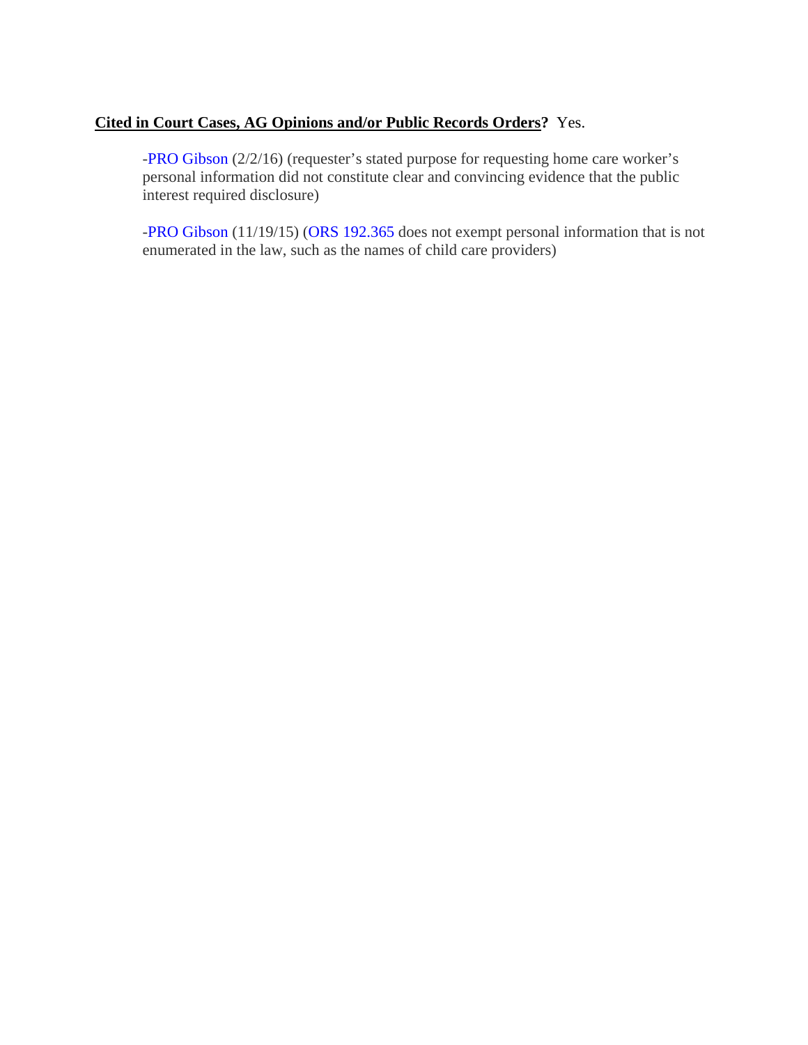**<u>Cited in Court Cases, AG Opinions and/or Public Records Orders</u>?** Yes.

-PRO Gibson (2/2/16) (requester's stated purpose for requesting home care worker's personal information did not constitute clear and convincing evidence that the public interest required disclosure)

-PRO Gibson (11/19/15) (ORS 192.365 does not exempt personal information that is not enumerated in the law, such as the names of child care providers)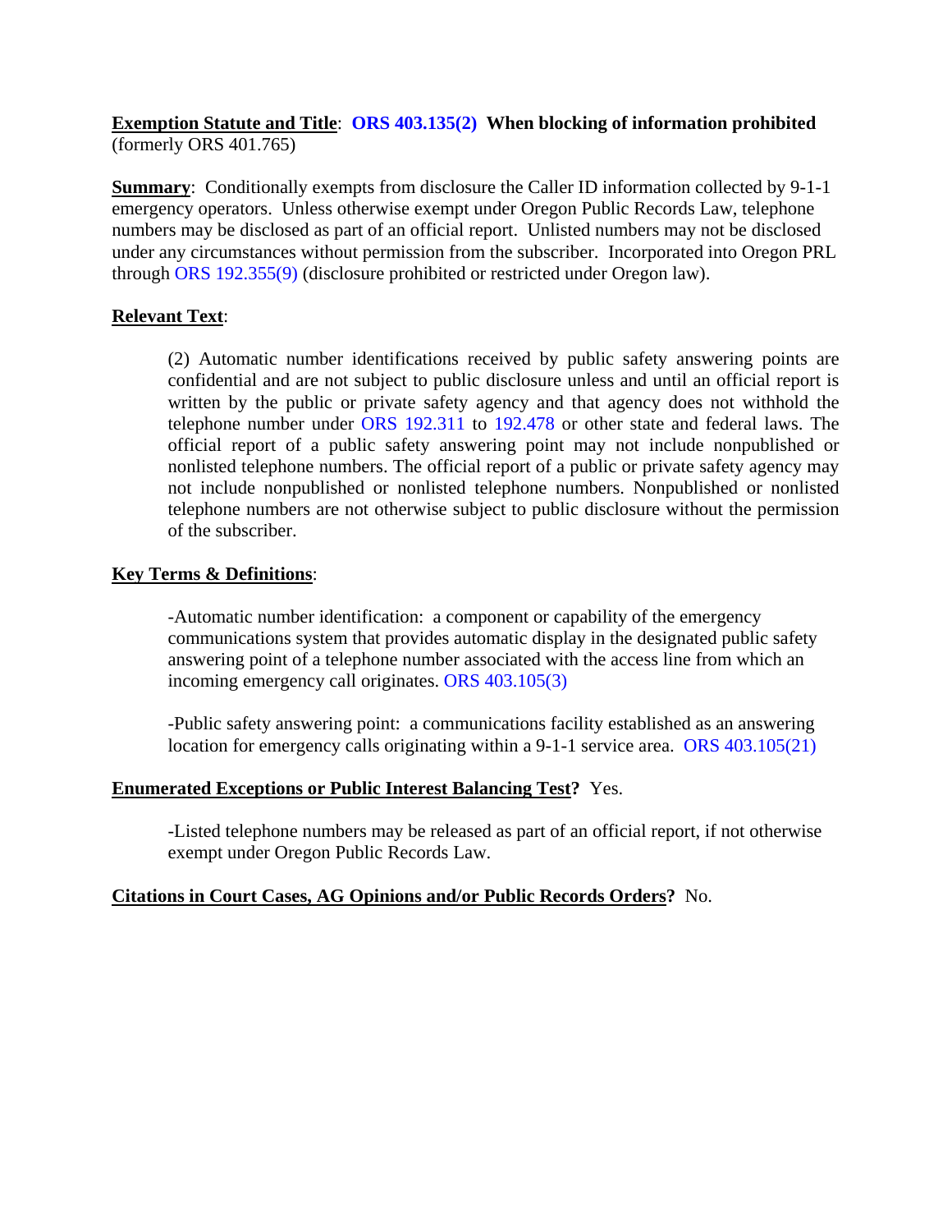**Exemption Statute and Title**: **ORS 403.135(2) When blocking of information prohibited** (formerly ORS 401.765)

**Summary**: Conditionally exempts from disclosure the Caller ID information collected by 9-1-1 emergency operators. Unless otherwise exempt under Oregon Public Records Law, telephone numbers may be disclosed as part of an official report. Unlisted numbers may not be disclosed under any circumstances without permission from the subscriber. Incorporated into Oregon PRL through ORS 192.355(9) (disclosure prohibited or restricted under Oregon law).

**Relevant Text**:

> (2) Automatic number identifications received by public safety answering points are confidential and are not subject to public disclosure unless and until an official report is written by the public or private safety agency and that agency does not withhold the telephone number under ORS 192.311 to 192.478 or other state and federal laws. The official report of a public safety answering point may not include nonpublished or nonlisted telephone numbers. The official report of a public or private safety agency may not include nonpublished or nonlisted telephone numbers. Nonpublished or nonlisted telephone numbers are not otherwise subject to public disclosure without the permission of the subscriber.

**Key Terms & Definitions**:

> -Automatic number identification: a component or capability of the emergency communications system that provides automatic display in the designated public safety answering point of a telephone number associated with the access line from which an incoming emergency call originates. ORS 403.105(3)
>
> -Public safety answering point: a communications facility established as an answering location for emergency calls originating within a 9-1-1 service area. ORS 403.105(21)

**Enumerated Exceptions or Public Interest Balancing Test?** Yes.

> -Listed telephone numbers may be released as part of an official report, if not otherwise exempt under Oregon Public Records Law.

**Citations in Court Cases, AG Opinions and/or Public Records Orders?** No.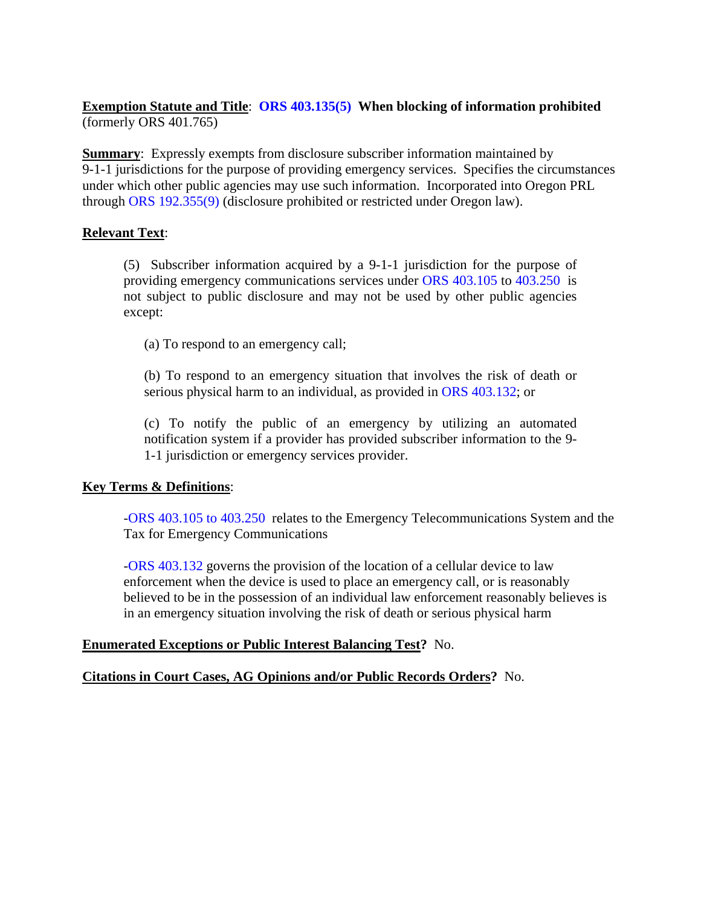**Exemption Statute and Title**: **ORS 403.135(5) When blocking of information prohibited** (formerly ORS 401.765)

**Summary**: Expressly exempts from disclosure subscriber information maintained by 9-1-1 jurisdictions for the purpose of providing emergency services. Specifies the circumstances under which other public agencies may use such information. Incorporated into Oregon PRL through ORS 192.355(9) (disclosure prohibited or restricted under Oregon law).

**Relevant Text**:

> (5) Subscriber information acquired by a 9-1-1 jurisdiction for the purpose of providing emergency communications services under ORS 403.105 to 403.250 is not subject to public disclosure and may not be used by other public agencies except:
>
> (a) To respond to an emergency call;
>
> (b) To respond to an emergency situation that involves the risk of death or serious physical harm to an individual, as provided in ORS 403.132; or
>
> (c) To notify the public of an emergency by utilizing an automated notification system if a provider has provided subscriber information to the 9-1-1 jurisdiction or emergency services provider.

**Key Terms & Definitions**:

-ORS 403.105 to 403.250 relates to the Emergency Telecommunications System and the Tax for Emergency Communications

-ORS 403.132 governs the provision of the location of a cellular device to law enforcement when the device is used to place an emergency call, or is reasonably believed to be in the possession of an individual law enforcement reasonably believes is in an emergency situation involving the risk of death or serious physical harm

**Enumerated Exceptions or Public Interest Balancing Test?** No.

**Citations in Court Cases, AG Opinions and/or Public Records Orders?** No.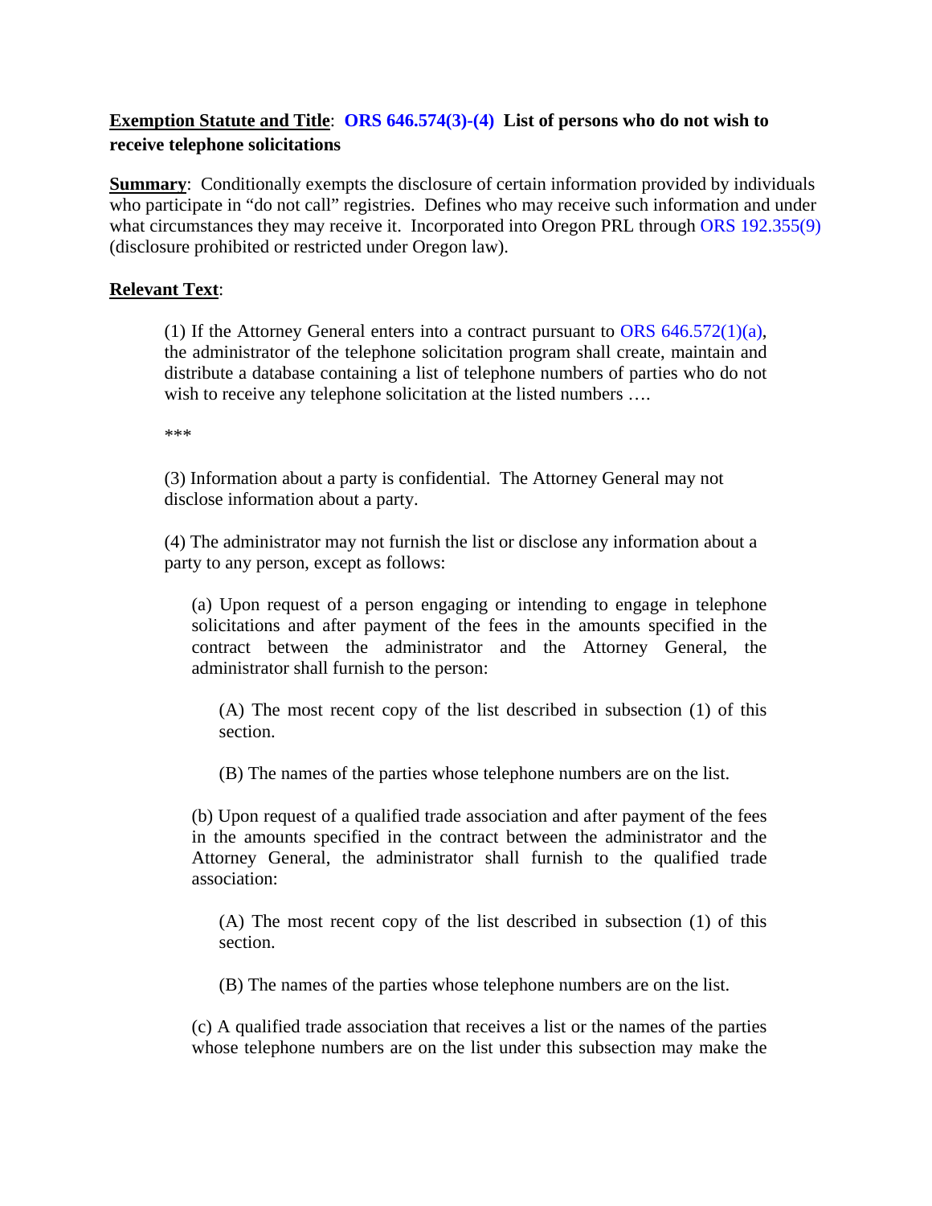**Exemption Statute and Title**: **ORS 646.574(3)-(4) List of persons who do not wish to receive telephone solicitations**

**Summary**: Conditionally exempts the disclosure of certain information provided by individuals who participate in "do not call" registries. Defines who may receive such information and under what circumstances they may receive it. Incorporated into Oregon PRL through ORS 192.355(9) (disclosure prohibited or restricted under Oregon law).

**Relevant Text**:

> (1) If the Attorney General enters into a contract pursuant to ORS 646.572(1)(a), the administrator of the telephone solicitation program shall create, maintain and distribute a database containing a list of telephone numbers of parties who do not wish to receive any telephone solicitation at the listed numbers ….
>
> ***
>
> (3) Information about a party is confidential. The Attorney General may not disclose information about a party.
>
> (4) The administrator may not furnish the list or disclose any information about a party to any person, except as follows:
>
> > (a) Upon request of a person engaging or intending to engage in telephone solicitations and after payment of the fees in the amounts specified in the contract between the administrator and the Attorney General, the administrator shall furnish to the person:
> >
> > > (A) The most recent copy of the list described in subsection (1) of this section.
> > >
> > > (B) The names of the parties whose telephone numbers are on the list.
> >
> > (b) Upon request of a qualified trade association and after payment of the fees in the amounts specified in the contract between the administrator and the Attorney General, the administrator shall furnish to the qualified trade association:
> >
> > > (A) The most recent copy of the list described in subsection (1) of this section.
> > >
> > > (B) The names of the parties whose telephone numbers are on the list.
> >
> > (c) A qualified trade association that receives a list or the names of the parties whose telephone numbers are on the list under this subsection may make the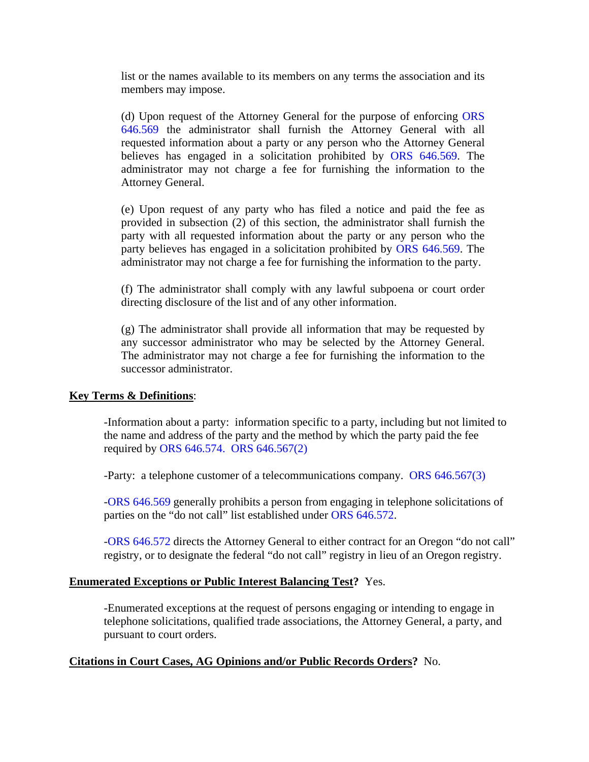list or the names available to its members on any terms the association and its members may impose.

(d) Upon request of the Attorney General for the purpose of enforcing ORS 646.569 the administrator shall furnish the Attorney General with all requested information about a party or any person who the Attorney General believes has engaged in a solicitation prohibited by ORS 646.569. The administrator may not charge a fee for furnishing the information to the Attorney General.

(e) Upon request of any party who has filed a notice and paid the fee as provided in subsection (2) of this section, the administrator shall furnish the party with all requested information about the party or any person who the party believes has engaged in a solicitation prohibited by ORS 646.569. The administrator may not charge a fee for furnishing the information to the party.

(f) The administrator shall comply with any lawful subpoena or court order directing disclosure of the list and of any other information.

(g) The administrator shall provide all information that may be requested by any successor administrator who may be selected by the Attorney General. The administrator may not charge a fee for furnishing the information to the successor administrator.

**Key Terms & Definitions**:

-Information about a party: information specific to a party, including but not limited to the name and address of the party and the method by which the party paid the fee required by ORS 646.574. ORS 646.567(2)

-Party: a telephone customer of a telecommunications company. ORS 646.567(3)

-ORS 646.569 generally prohibits a person from engaging in telephone solicitations of parties on the "do not call" list established under ORS 646.572.

-ORS 646.572 directs the Attorney General to either contract for an Oregon "do not call" registry, or to designate the federal "do not call" registry in lieu of an Oregon registry.

**Enumerated Exceptions or Public Interest Balancing Test?** Yes.

-Enumerated exceptions at the request of persons engaging or intending to engage in telephone solicitations, qualified trade associations, the Attorney General, a party, and pursuant to court orders.

**Citations in Court Cases, AG Opinions and/or Public Records Orders?** No.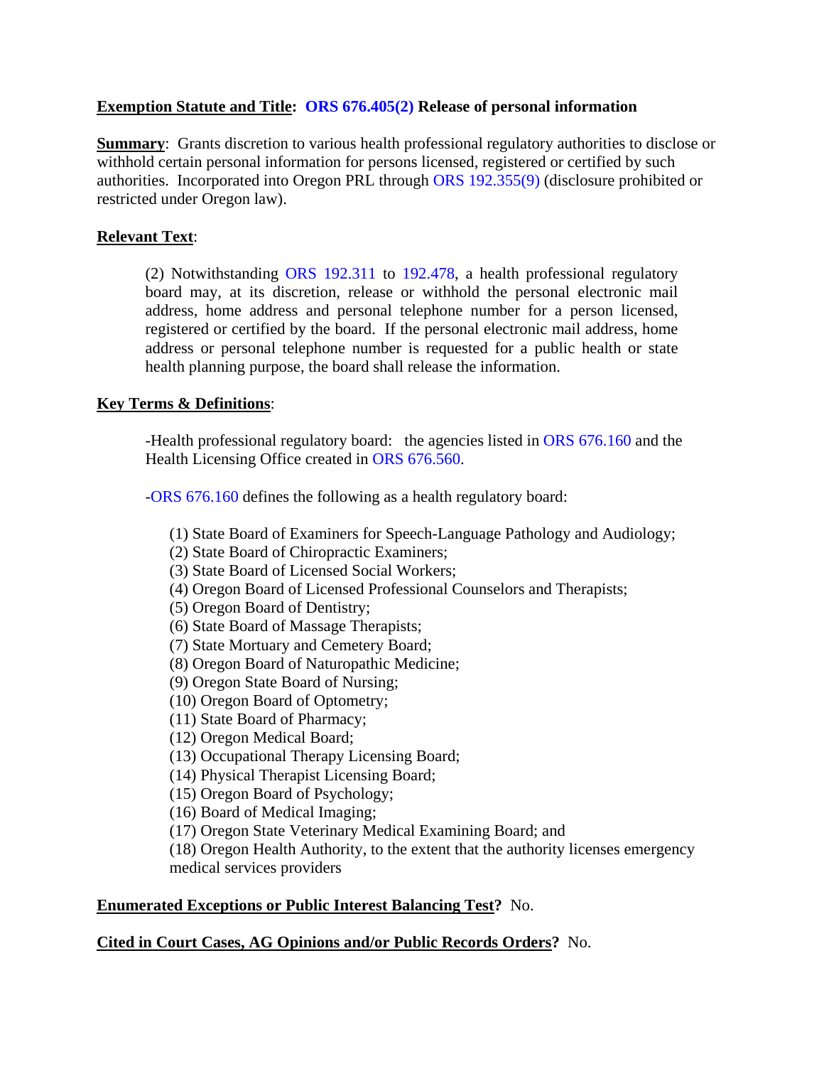**Exemption Statute and Title: ORS 676.405(2) Release of personal information**

**Summary**: Grants discretion to various health professional regulatory authorities to disclose or withhold certain personal information for persons licensed, registered or certified by such authorities. Incorporated into Oregon PRL through ORS 192.355(9) (disclosure prohibited or restricted under Oregon law).

**Relevant Text**:

> (2) Notwithstanding ORS 192.311 to 192.478, a health professional regulatory board may, at its discretion, release or withhold the personal electronic mail address, home address and personal telephone number for a person licensed, registered or certified by the board. If the personal electronic mail address, home address or personal telephone number is requested for a public health or state health planning purpose, the board shall release the information.

**Key Terms & Definitions**:

-Health professional regulatory board: the agencies listed in ORS 676.160 and the Health Licensing Office created in ORS 676.560.

-ORS 676.160 defines the following as a health regulatory board:

(1) State Board of Examiners for Speech-Language Pathology and Audiology;
(2) State Board of Chiropractic Examiners;
(3) State Board of Licensed Social Workers;
(4) Oregon Board of Licensed Professional Counselors and Therapists;
(5) Oregon Board of Dentistry;
(6) State Board of Massage Therapists;
(7) State Mortuary and Cemetery Board;
(8) Oregon Board of Naturopathic Medicine;
(9) Oregon State Board of Nursing;
(10) Oregon Board of Optometry;
(11) State Board of Pharmacy;
(12) Oregon Medical Board;
(13) Occupational Therapy Licensing Board;
(14) Physical Therapist Licensing Board;
(15) Oregon Board of Psychology;
(16) Board of Medical Imaging;
(17) Oregon State Veterinary Medical Examining Board; and
(18) Oregon Health Authority, to the extent that the authority licenses emergency medical services providers

**Enumerated Exceptions or Public Interest Balancing Test?** No.

**Cited in Court Cases, AG Opinions and/or Public Records Orders?** No.